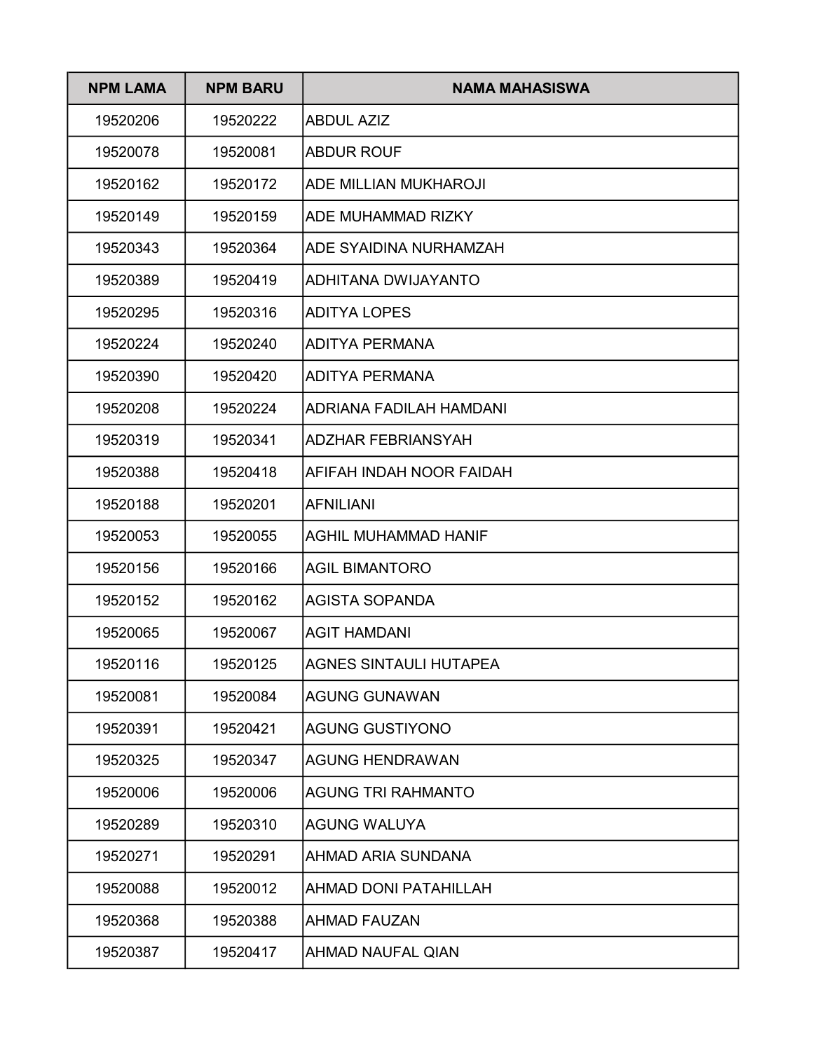| NPM LAMA | NPM BARU | NAMA MAHASISWA |
|---|---|---|
| 19520206 | 19520222 | ABDUL AZIZ |
| 19520078 | 19520081 | ABDUR ROUF |
| 19520162 | 19520172 | ADE MILLIAN MUKHAROJI |
| 19520149 | 19520159 | ADE MUHAMMAD RIZKY |
| 19520343 | 19520364 | ADE SYAIDINA NURHAMZAH |
| 19520389 | 19520419 | ADHITANA DWIJAYANTO |
| 19520295 | 19520316 | ADITYA LOPES |
| 19520224 | 19520240 | ADITYA PERMANA |
| 19520390 | 19520420 | ADITYA PERMANA |
| 19520208 | 19520224 | ADRIANA FADILAH HAMDANI |
| 19520319 | 19520341 | ADZHAR FEBRIANSYAH |
| 19520388 | 19520418 | AFIFAH INDAH NOOR FAIDAH |
| 19520188 | 19520201 | AFNILIANI |
| 19520053 | 19520055 | AGHIL MUHAMMAD HANIF |
| 19520156 | 19520166 | AGIL BIMANTORO |
| 19520152 | 19520162 | AGISTA SOPANDA |
| 19520065 | 19520067 | AGIT HAMDANI |
| 19520116 | 19520125 | AGNES SINTAULI HUTAPEA |
| 19520081 | 19520084 | AGUNG GUNAWAN |
| 19520391 | 19520421 | AGUNG GUSTIYONO |
| 19520325 | 19520347 | AGUNG HENDRAWAN |
| 19520006 | 19520006 | AGUNG TRI RAHMANTO |
| 19520289 | 19520310 | AGUNG WALUYA |
| 19520271 | 19520291 | AHMAD ARIA SUNDANA |
| 19520088 | 19520012 | AHMAD DONI PATAHILLAH |
| 19520368 | 19520388 | AHMAD FAUZAN |
| 19520387 | 19520417 | AHMAD NAUFAL QIAN |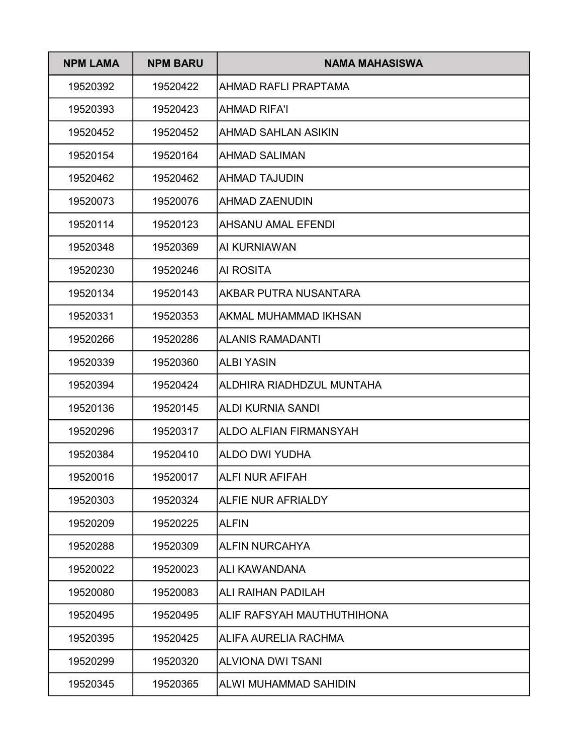| NPM LAMA | NPM BARU | NAMA MAHASISWA |
|---|---|---|
| 19520392 | 19520422 | AHMAD RAFLI PRAPTAMA |
| 19520393 | 19520423 | AHMAD RIFA'I |
| 19520452 | 19520452 | AHMAD SAHLAN ASIKIN |
| 19520154 | 19520164 | AHMAD SALIMAN |
| 19520462 | 19520462 | AHMAD TAJUDIN |
| 19520073 | 19520076 | AHMAD ZAENUDIN |
| 19520114 | 19520123 | AHSANU AMAL EFENDI |
| 19520348 | 19520369 | AI KURNIAWAN |
| 19520230 | 19520246 | AI ROSITA |
| 19520134 | 19520143 | AKBAR PUTRA NUSANTARA |
| 19520331 | 19520353 | AKMAL MUHAMMAD IKHSAN |
| 19520266 | 19520286 | ALANIS RAMADANTI |
| 19520339 | 19520360 | ALBI YASIN |
| 19520394 | 19520424 | ALDHIRA RIADHDZUL MUNTAHA |
| 19520136 | 19520145 | ALDI KURNIA SANDI |
| 19520296 | 19520317 | ALDO ALFIAN FIRMANSYAH |
| 19520384 | 19520410 | ALDO DWI YUDHA |
| 19520016 | 19520017 | ALFI NUR AFIFAH |
| 19520303 | 19520324 | ALFIE NUR AFRIALDY |
| 19520209 | 19520225 | ALFIN |
| 19520288 | 19520309 | ALFIN NURCAHYA |
| 19520022 | 19520023 | ALI KAWANDANA |
| 19520080 | 19520083 | ALI RAIHAN PADILAH |
| 19520495 | 19520495 | ALIF RAFSYAH MAUTHUTHIHONA |
| 19520395 | 19520425 | ALIFA AURELIA RACHMA |
| 19520299 | 19520320 | ALVIONA DWI TSANI |
| 19520345 | 19520365 | ALWI MUHAMMAD SAHIDIN |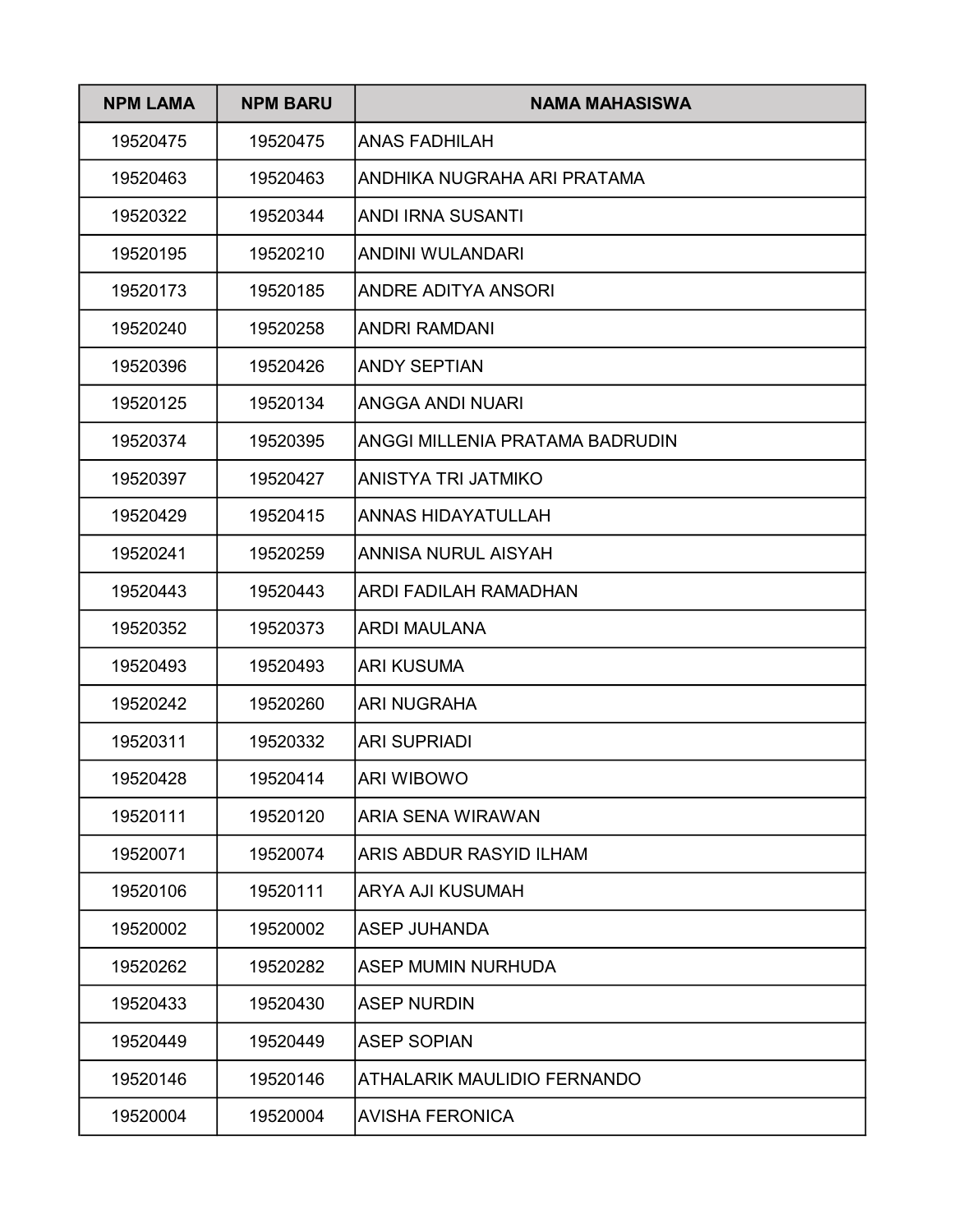| NPM LAMA | NPM BARU | NAMA MAHASISWA |
|---|---|---|
| 19520475 | 19520475 | ANAS FADHILAH |
| 19520463 | 19520463 | ANDHIKA NUGRAHA ARI PRATAMA |
| 19520322 | 19520344 | ANDI IRNA SUSANTI |
| 19520195 | 19520210 | ANDINI WULANDARI |
| 19520173 | 19520185 | ANDRE ADITYA ANSORI |
| 19520240 | 19520258 | ANDRI RAMDANI |
| 19520396 | 19520426 | ANDY SEPTIAN |
| 19520125 | 19520134 | ANGGA ANDI NUARI |
| 19520374 | 19520395 | ANGGI MILLENIA PRATAMA BADRUDIN |
| 19520397 | 19520427 | ANISTYA TRI JATMIKO |
| 19520429 | 19520415 | ANNAS HIDAYATULLAH |
| 19520241 | 19520259 | ANNISA NURUL AISYAH |
| 19520443 | 19520443 | ARDI FADILAH RAMADHAN |
| 19520352 | 19520373 | ARDI MAULANA |
| 19520493 | 19520493 | ARI KUSUMA |
| 19520242 | 19520260 | ARI NUGRAHA |
| 19520311 | 19520332 | ARI SUPRIADI |
| 19520428 | 19520414 | ARI WIBOWO |
| 19520111 | 19520120 | ARIA SENA WIRAWAN |
| 19520071 | 19520074 | ARIS ABDUR RASYID ILHAM |
| 19520106 | 19520111 | ARYA AJI KUSUMAH |
| 19520002 | 19520002 | ASEP JUHANDA |
| 19520262 | 19520282 | ASEP MUMIN NURHUDA |
| 19520433 | 19520430 | ASEP NURDIN |
| 19520449 | 19520449 | ASEP SOPIAN |
| 19520146 | 19520146 | ATHALARIK MAULIDIO FERNANDO |
| 19520004 | 19520004 | AVISHA FERONICA |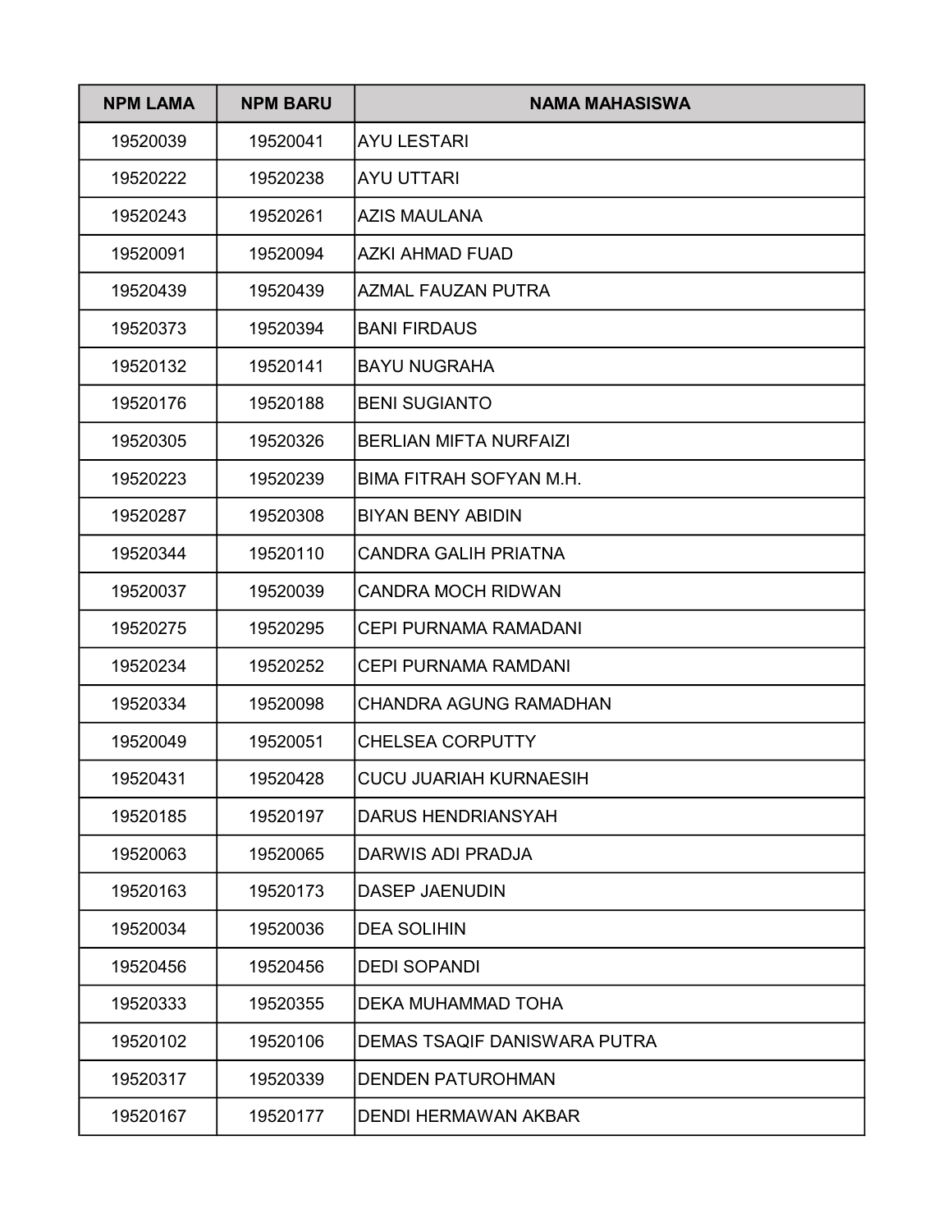| NPM LAMA | NPM BARU | NAMA MAHASISWA |
| --- | --- | --- |
| 19520039 | 19520041 | AYU LESTARI |
| 19520222 | 19520238 | AYU UTTARI |
| 19520243 | 19520261 | AZIS MAULANA |
| 19520091 | 19520094 | AZKI AHMAD FUAD |
| 19520439 | 19520439 | AZMAL FAUZAN PUTRA |
| 19520373 | 19520394 | BANI FIRDAUS |
| 19520132 | 19520141 | BAYU NUGRAHA |
| 19520176 | 19520188 | BENI SUGIANTO |
| 19520305 | 19520326 | BERLIAN MIFTA NURFAIZI |
| 19520223 | 19520239 | BIMA FITRAH SOFYAN M.H. |
| 19520287 | 19520308 | BIYAN BENY ABIDIN |
| 19520344 | 19520110 | CANDRA GALIH PRIATNA |
| 19520037 | 19520039 | CANDRA MOCH RIDWAN |
| 19520275 | 19520295 | CEPI PURNAMA RAMADANI |
| 19520234 | 19520252 | CEPI PURNAMA RAMDANI |
| 19520334 | 19520098 | CHANDRA AGUNG RAMADHAN |
| 19520049 | 19520051 | CHELSEA CORPUTTY |
| 19520431 | 19520428 | CUCU JUARIAH KURNAESIH |
| 19520185 | 19520197 | DARUS HENDRIANSYAH |
| 19520063 | 19520065 | DARWIS ADI PRADJA |
| 19520163 | 19520173 | DASEP JAENUDIN |
| 19520034 | 19520036 | DEA SOLIHIN |
| 19520456 | 19520456 | DEDI SOPANDI |
| 19520333 | 19520355 | DEKA MUHAMMAD TOHA |
| 19520102 | 19520106 | DEMAS TSAQIF DANISWARA PUTRA |
| 19520317 | 19520339 | DENDEN PATUROHMAN |
| 19520167 | 19520177 | DENDI HERMAWAN AKBAR |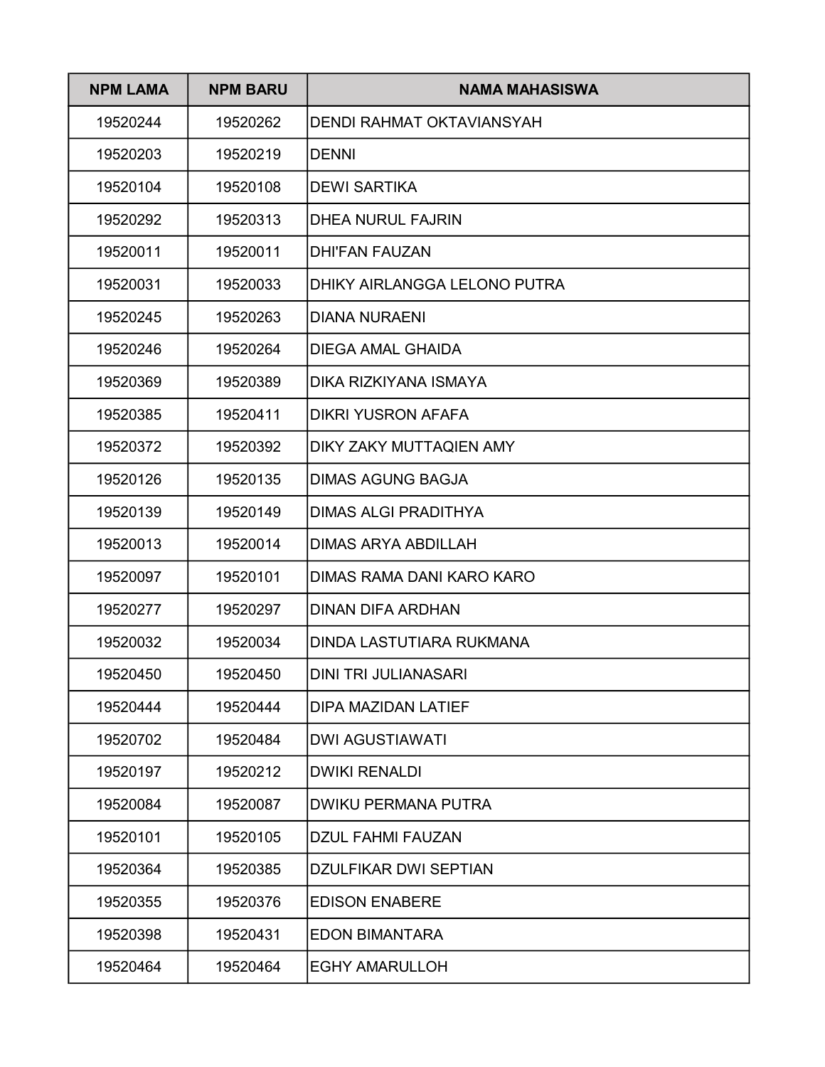| NPM LAMA | NPM BARU | NAMA MAHASISWA |
| --- | --- | --- |
| 19520244 | 19520262 | DENDI RAHMAT OKTAVIANSYAH |
| 19520203 | 19520219 | DENNI |
| 19520104 | 19520108 | DEWI SARTIKA |
| 19520292 | 19520313 | DHEA NURUL FAJRIN |
| 19520011 | 19520011 | DHI'FAN FAUZAN |
| 19520031 | 19520033 | DHIKY AIRLANGGA LELONO PUTRA |
| 19520245 | 19520263 | DIANA NURAENI |
| 19520246 | 19520264 | DIEGA AMAL GHAIDA |
| 19520369 | 19520389 | DIKA RIZKIYANA ISMAYA |
| 19520385 | 19520411 | DIKRI YUSRON AFAFA |
| 19520372 | 19520392 | DIKY ZAKY MUTTAQIEN AMY |
| 19520126 | 19520135 | DIMAS AGUNG BAGJA |
| 19520139 | 19520149 | DIMAS ALGI PRADITHYA |
| 19520013 | 19520014 | DIMAS ARYA ABDILLAH |
| 19520097 | 19520101 | DIMAS RAMA DANI KARO KARO |
| 19520277 | 19520297 | DINAN DIFA ARDHAN |
| 19520032 | 19520034 | DINDA LASTUTIARA RUKMANA |
| 19520450 | 19520450 | DINI TRI JULIANASARI |
| 19520444 | 19520444 | DIPA MAZIDAN LATIEF |
| 19520702 | 19520484 | DWI AGUSTIAWATI |
| 19520197 | 19520212 | DWIKI RENALDI |
| 19520084 | 19520087 | DWIKU PERMANA PUTRA |
| 19520101 | 19520105 | DZUL FAHMI FAUZAN |
| 19520364 | 19520385 | DZULFIKAR DWI SEPTIAN |
| 19520355 | 19520376 | EDISON ENABERE |
| 19520398 | 19520431 | EDON BIMANTARA |
| 19520464 | 19520464 | EGHY AMARULLOH |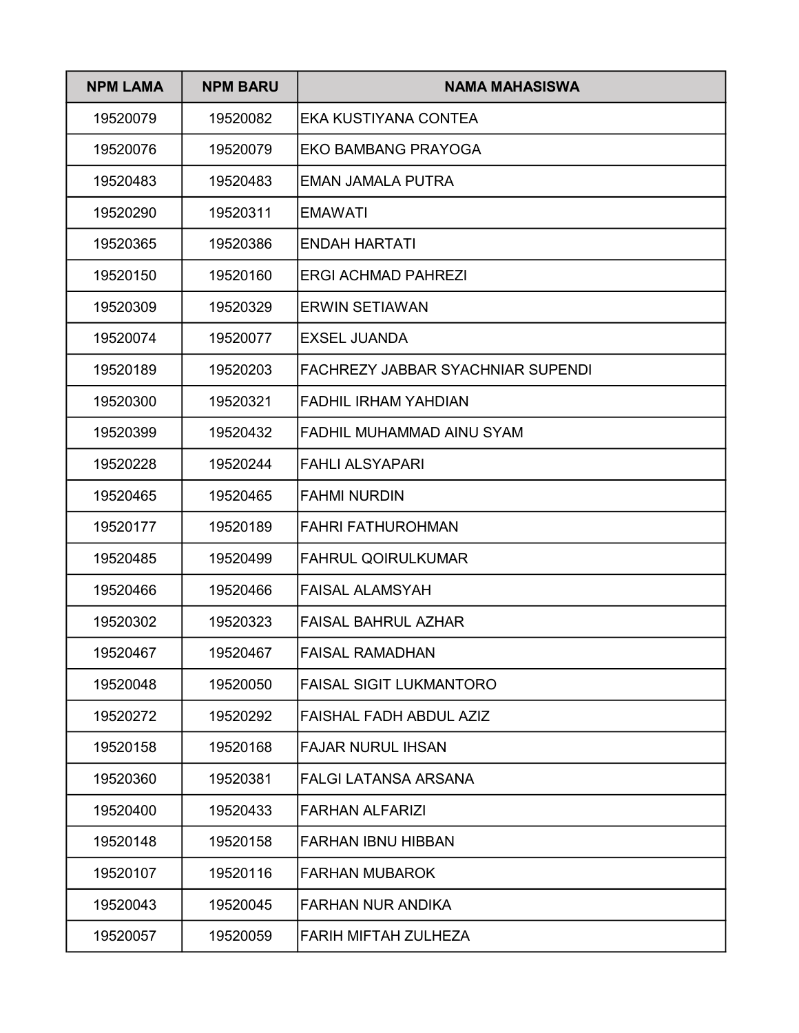| NPM LAMA | NPM BARU | NAMA MAHASISWA |
| --- | --- | --- |
| 19520079 | 19520082 | EKA KUSTIYANA CONTEA |
| 19520076 | 19520079 | EKO BAMBANG PRAYOGA |
| 19520483 | 19520483 | EMAN JAMALA PUTRA |
| 19520290 | 19520311 | EMAWATI |
| 19520365 | 19520386 | ENDAH HARTATI |
| 19520150 | 19520160 | ERGI ACHMAD PAHREZI |
| 19520309 | 19520329 | ERWIN SETIAWAN |
| 19520074 | 19520077 | EXSEL JUANDA |
| 19520189 | 19520203 | FACHREZY JABBAR SYACHNIAR SUPENDI |
| 19520300 | 19520321 | FADHIL IRHAM YAHDIAN |
| 19520399 | 19520432 | FADHIL MUHAMMAD AINU SYAM |
| 19520228 | 19520244 | FAHLI ALSYAPARI |
| 19520465 | 19520465 | FAHMI NURDIN |
| 19520177 | 19520189 | FAHRI FATHUROHMAN |
| 19520485 | 19520499 | FAHRUL QOIRULKUMAR |
| 19520466 | 19520466 | FAISAL ALAMSYAH |
| 19520302 | 19520323 | FAISAL BAHRUL AZHAR |
| 19520467 | 19520467 | FAISAL RAMADHAN |
| 19520048 | 19520050 | FAISAL SIGIT LUKMANTORO |
| 19520272 | 19520292 | FAISHAL FADH ABDUL AZIZ |
| 19520158 | 19520168 | FAJAR NURUL IHSAN |
| 19520360 | 19520381 | FALGI LATANSA ARSANA |
| 19520400 | 19520433 | FARHAN ALFARIZI |
| 19520148 | 19520158 | FARHAN IBNU HIBBAN |
| 19520107 | 19520116 | FARHAN MUBAROK |
| 19520043 | 19520045 | FARHAN NUR ANDIKA |
| 19520057 | 19520059 | FARIH MIFTAH ZULHEZA |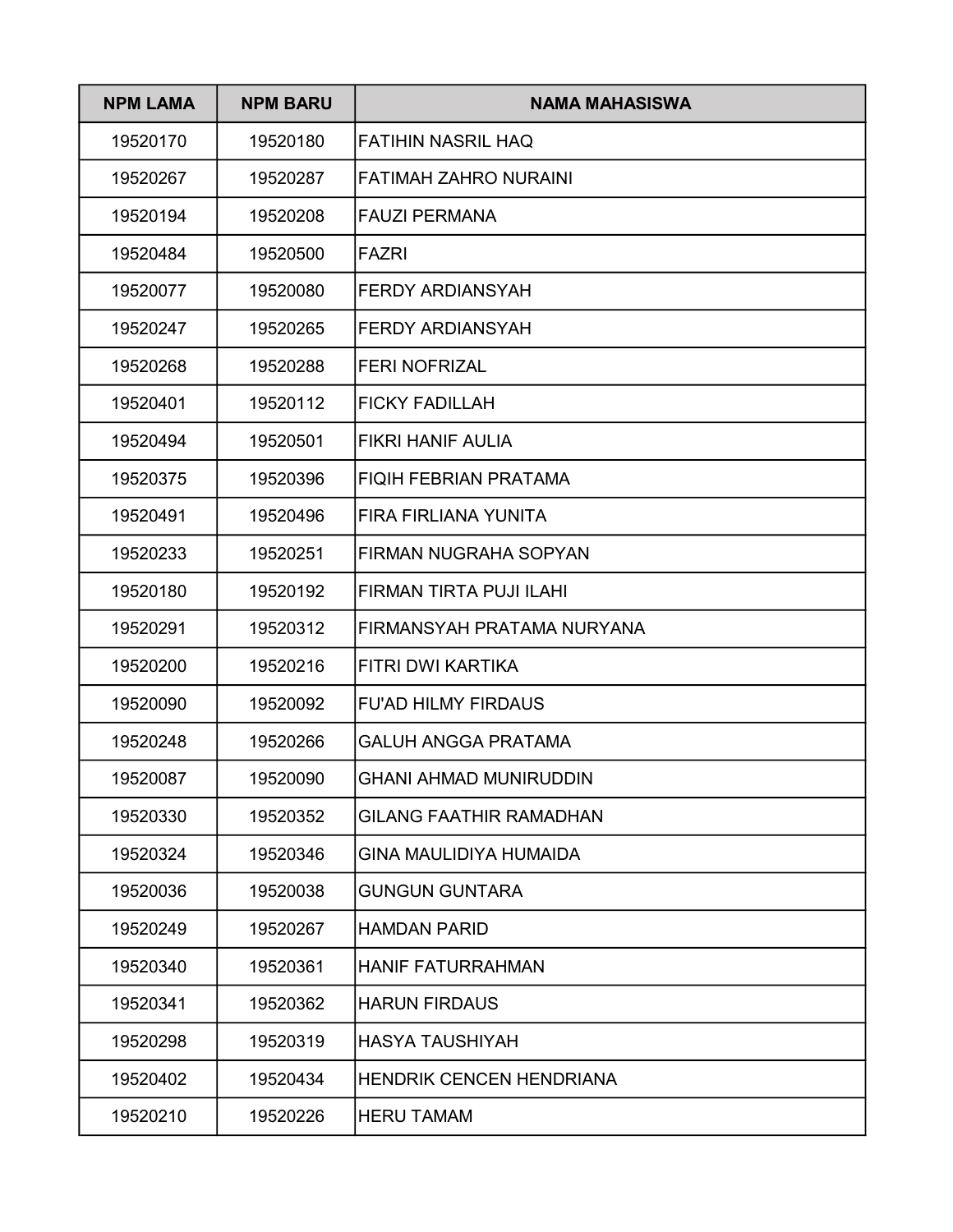| NPM LAMA | NPM BARU | NAMA MAHASISWA |
| --- | --- | --- |
| 19520170 | 19520180 | FATIHIN NASRIL HAQ |
| 19520267 | 19520287 | FATIMAH ZAHRO NURAINI |
| 19520194 | 19520208 | FAUZI PERMANA |
| 19520484 | 19520500 | FAZRI |
| 19520077 | 19520080 | FERDY ARDIANSYAH |
| 19520247 | 19520265 | FERDY ARDIANSYAH |
| 19520268 | 19520288 | FERI NOFRIZAL |
| 19520401 | 19520112 | FICKY FADILLAH |
| 19520494 | 19520501 | FIKRI HANIF AULIA |
| 19520375 | 19520396 | FIQIH FEBRIAN PRATAMA |
| 19520491 | 19520496 | FIRA FIRLIANA YUNITA |
| 19520233 | 19520251 | FIRMAN NUGRAHA SOPYAN |
| 19520180 | 19520192 | FIRMAN TIRTA PUJI ILAHI |
| 19520291 | 19520312 | FIRMANSYAH PRATAMA NURYANA |
| 19520200 | 19520216 | FITRI DWI KARTIKA |
| 19520090 | 19520092 | FU'AD HILMY FIRDAUS |
| 19520248 | 19520266 | GALUH ANGGA PRATAMA |
| 19520087 | 19520090 | GHANI AHMAD MUNIRUDDIN |
| 19520330 | 19520352 | GILANG FAATHIR RAMADHAN |
| 19520324 | 19520346 | GINA MAULIDIYA HUMAIDA |
| 19520036 | 19520038 | GUNGUN GUNTARA |
| 19520249 | 19520267 | HAMDAN PARID |
| 19520340 | 19520361 | HANIF FATURRAHMAN |
| 19520341 | 19520362 | HARUN FIRDAUS |
| 19520298 | 19520319 | HASYA TAUSHIYAH |
| 19520402 | 19520434 | HENDRIK CENCEN HENDRIANA |
| 19520210 | 19520226 | HERU TAMAM |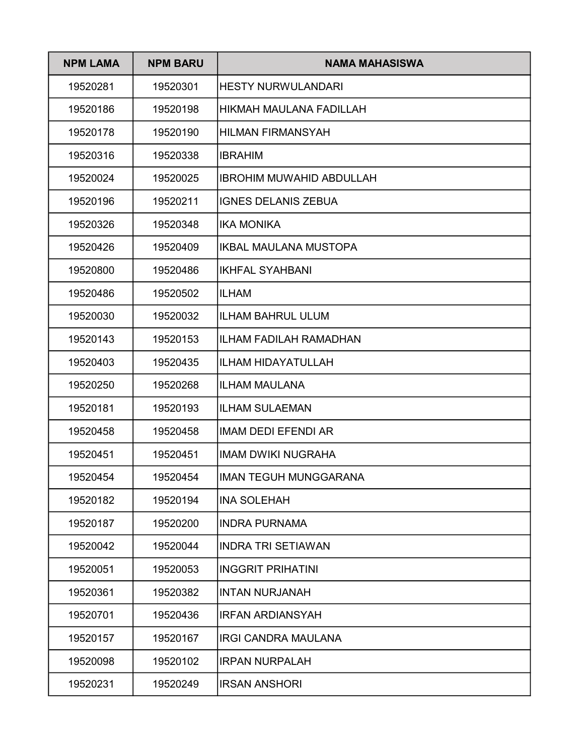| NPM LAMA | NPM BARU | NAMA MAHASISWA |
|---|---|---|
| 19520281 | 19520301 | HESTY NURWULANDARI |
| 19520186 | 19520198 | HIKMAH MAULANA FADILLAH |
| 19520178 | 19520190 | HILMAN FIRMANSYAH |
| 19520316 | 19520338 | IBRAHIM |
| 19520024 | 19520025 | IBROHIM MUWAHID ABDULLAH |
| 19520196 | 19520211 | IGNES DELANIS ZEBUA |
| 19520326 | 19520348 | IKA MONIKA |
| 19520426 | 19520409 | IKBAL MAULANA MUSTOPA |
| 19520800 | 19520486 | IKHFAL SYAHBANI |
| 19520486 | 19520502 | ILHAM |
| 19520030 | 19520032 | ILHAM BAHRUL ULUM |
| 19520143 | 19520153 | ILHAM FADILAH RAMADHAN |
| 19520403 | 19520435 | ILHAM HIDAYATULLAH |
| 19520250 | 19520268 | ILHAM MAULANA |
| 19520181 | 19520193 | ILHAM SULAEMAN |
| 19520458 | 19520458 | IMAM DEDI EFENDI AR |
| 19520451 | 19520451 | IMAM DWIKI NUGRAHA |
| 19520454 | 19520454 | IMAN TEGUH MUNGGARANA |
| 19520182 | 19520194 | INA SOLEHAH |
| 19520187 | 19520200 | INDRA PURNAMA |
| 19520042 | 19520044 | INDRA TRI SETIAWAN |
| 19520051 | 19520053 | INGGRIT PRIHATINI |
| 19520361 | 19520382 | INTAN NURJANAH |
| 19520701 | 19520436 | IRFAN ARDIANSYAH |
| 19520157 | 19520167 | IRGI CANDRA MAULANA |
| 19520098 | 19520102 | IRPAN NURPALAH |
| 19520231 | 19520249 | IRSAN ANSHORI |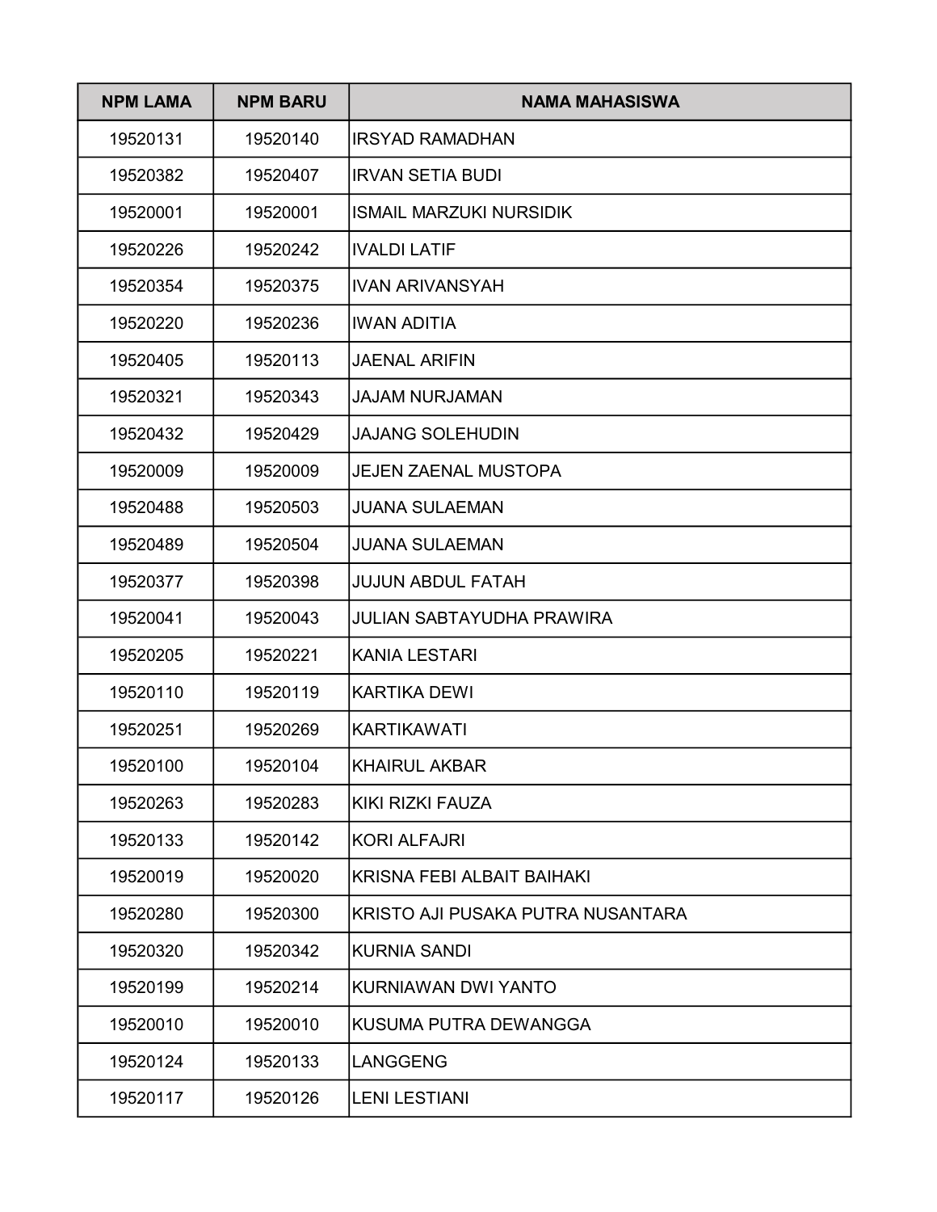| NPM LAMA | NPM BARU | NAMA MAHASISWA |
|---|---|---|
| 19520131 | 19520140 | IRSYAD RAMADHAN |
| 19520382 | 19520407 | IRVAN SETIA BUDI |
| 19520001 | 19520001 | ISMAIL MARZUKI NURSIDIK |
| 19520226 | 19520242 | IVALDI LATIF |
| 19520354 | 19520375 | IVAN ARIVANSYAH |
| 19520220 | 19520236 | IWAN ADITIA |
| 19520405 | 19520113 | JAENAL ARIFIN |
| 19520321 | 19520343 | JAJAM NURJAMAN |
| 19520432 | 19520429 | JAJANG SOLEHUDIN |
| 19520009 | 19520009 | JEJEN ZAENAL MUSTOPA |
| 19520488 | 19520503 | JUANA SULAEMAN |
| 19520489 | 19520504 | JUANA SULAEMAN |
| 19520377 | 19520398 | JUJUN ABDUL FATAH |
| 19520041 | 19520043 | JULIAN SABTAYUDHA PRAWIRA |
| 19520205 | 19520221 | KANIA LESTARI |
| 19520110 | 19520119 | KARTIKA DEWI |
| 19520251 | 19520269 | KARTIKAWATI |
| 19520100 | 19520104 | KHAIRUL AKBAR |
| 19520263 | 19520283 | KIKI RIZKI FAUZA |
| 19520133 | 19520142 | KORI ALFAJRI |
| 19520019 | 19520020 | KRISNA FEBI ALBAIT BAIHAKI |
| 19520280 | 19520300 | KRISTO AJI PUSAKA PUTRA NUSANTARA |
| 19520320 | 19520342 | KURNIA SANDI |
| 19520199 | 19520214 | KURNIAWAN DWI YANTO |
| 19520010 | 19520010 | KUSUMA PUTRA DEWANGGA |
| 19520124 | 19520133 | LANGGENG |
| 19520117 | 19520126 | LENI LESTIANI |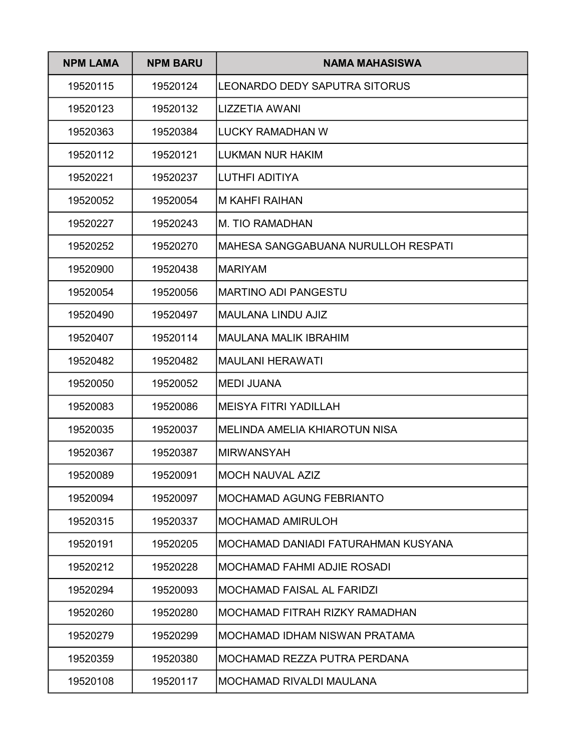| NPM LAMA | NPM BARU | NAMA MAHASISWA |
|---|---|---|
| 19520115 | 19520124 | LEONARDO DEDY SAPUTRA SITORUS |
| 19520123 | 19520132 | LIZZETIA AWANI |
| 19520363 | 19520384 | LUCKY RAMADHAN W |
| 19520112 | 19520121 | LUKMAN NUR HAKIM |
| 19520221 | 19520237 | LUTHFI ADITIYA |
| 19520052 | 19520054 | M KAHFI RAIHAN |
| 19520227 | 19520243 | M. TIO RAMADHAN |
| 19520252 | 19520270 | MAHESA SANGGABUANA NURULLOH RESPATI |
| 19520900 | 19520438 | MARIYAM |
| 19520054 | 19520056 | MARTINO ADI PANGESTU |
| 19520490 | 19520497 | MAULANA LINDU AJIZ |
| 19520407 | 19520114 | MAULANA MALIK IBRAHIM |
| 19520482 | 19520482 | MAULANI HERAWATI |
| 19520050 | 19520052 | MEDI JUANA |
| 19520083 | 19520086 | MEISYA FITRI YADILLAH |
| 19520035 | 19520037 | MELINDA AMELIA KHIAROTUN NISA |
| 19520367 | 19520387 | MIRWANSYAH |
| 19520089 | 19520091 | MOCH NAUVAL AZIZ |
| 19520094 | 19520097 | MOCHAMAD AGUNG FEBRIANTO |
| 19520315 | 19520337 | MOCHAMAD AMIRULOH |
| 19520191 | 19520205 | MOCHAMAD DANIADI FATURAHMAN KUSYANA |
| 19520212 | 19520228 | MOCHAMAD FAHMI ADJIE ROSADI |
| 19520294 | 19520093 | MOCHAMAD FAISAL AL FARIDZI |
| 19520260 | 19520280 | MOCHAMAD FITRAH RIZKY RAMADHAN |
| 19520279 | 19520299 | MOCHAMAD IDHAM NISWAN PRATAMA |
| 19520359 | 19520380 | MOCHAMAD REZZA PUTRA PERDANA |
| 19520108 | 19520117 | MOCHAMAD RIVALDI MAULANA |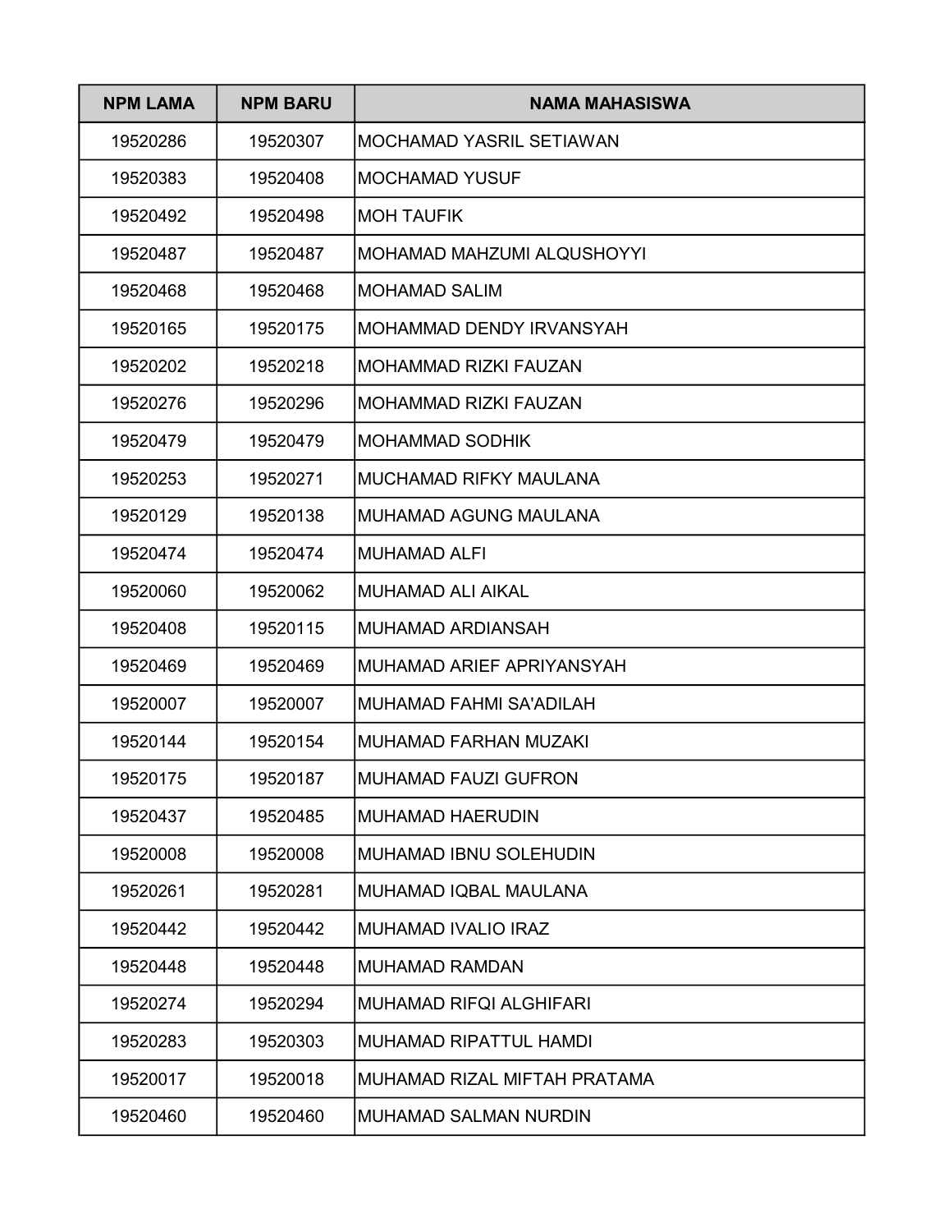| NPM LAMA | NPM BARU | NAMA MAHASISWA |
|---|---|---|
| 19520286 | 19520307 | MOCHAMAD YASRIL SETIAWAN |
| 19520383 | 19520408 | MOCHAMAD YUSUF |
| 19520492 | 19520498 | MOH TAUFIK |
| 19520487 | 19520487 | MOHAMAD MAHZUMI ALQUSHOYYI |
| 19520468 | 19520468 | MOHAMAD SALIM |
| 19520165 | 19520175 | MOHAMMAD DENDY IRVANSYAH |
| 19520202 | 19520218 | MOHAMMAD RIZKI FAUZAN |
| 19520276 | 19520296 | MOHAMMAD RIZKI FAUZAN |
| 19520479 | 19520479 | MOHAMMAD SODHIK |
| 19520253 | 19520271 | MUCHAMAD RIFKY MAULANA |
| 19520129 | 19520138 | MUHAMAD AGUNG MAULANA |
| 19520474 | 19520474 | MUHAMAD ALFI |
| 19520060 | 19520062 | MUHAMAD ALI AIKAL |
| 19520408 | 19520115 | MUHAMAD ARDIANSAH |
| 19520469 | 19520469 | MUHAMAD ARIEF APRIYANSYAH |
| 19520007 | 19520007 | MUHAMAD FAHMI SA'ADILAH |
| 19520144 | 19520154 | MUHAMAD FARHAN MUZAKI |
| 19520175 | 19520187 | MUHAMAD FAUZI GUFRON |
| 19520437 | 19520485 | MUHAMAD HAERUDIN |
| 19520008 | 19520008 | MUHAMAD IBNU SOLEHUDIN |
| 19520261 | 19520281 | MUHAMAD IQBAL MAULANA |
| 19520442 | 19520442 | MUHAMAD IVALIO IRAZ |
| 19520448 | 19520448 | MUHAMAD RAMDAN |
| 19520274 | 19520294 | MUHAMAD RIFQI ALGHIFARI |
| 19520283 | 19520303 | MUHAMAD RIPATTUL HAMDI |
| 19520017 | 19520018 | MUHAMAD RIZAL MIFTAH PRATAMA |
| 19520460 | 19520460 | MUHAMAD SALMAN NURDIN |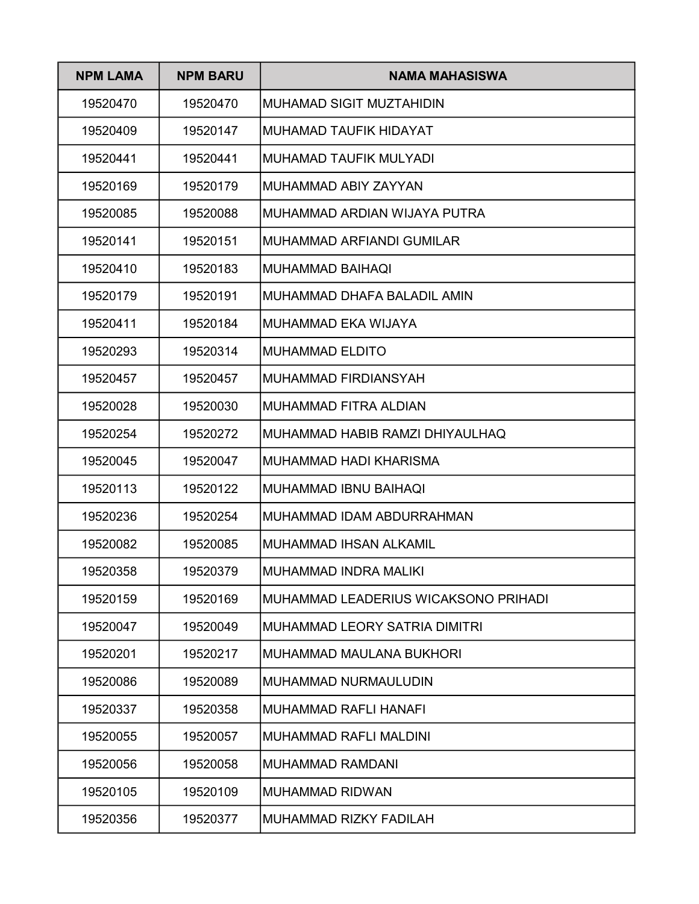| NPM LAMA | NPM BARU | NAMA MAHASISWA |
|---|---|---|
| 19520470 | 19520470 | MUHAMAD SIGIT MUZTAHIDIN |
| 19520409 | 19520147 | MUHAMAD TAUFIK HIDAYAT |
| 19520441 | 19520441 | MUHAMAD TAUFIK MULYADI |
| 19520169 | 19520179 | MUHAMMAD ABIY ZAYYAN |
| 19520085 | 19520088 | MUHAMMAD ARDIAN WIJAYA PUTRA |
| 19520141 | 19520151 | MUHAMMAD ARFIANDI GUMILAR |
| 19520410 | 19520183 | MUHAMMAD BAIHAQI |
| 19520179 | 19520191 | MUHAMMAD DHAFA BALADIL AMIN |
| 19520411 | 19520184 | MUHAMMAD EKA WIJAYA |
| 19520293 | 19520314 | MUHAMMAD ELDITO |
| 19520457 | 19520457 | MUHAMMAD FIRDIANSYAH |
| 19520028 | 19520030 | MUHAMMAD FITRA ALDIAN |
| 19520254 | 19520272 | MUHAMMAD HABIB RAMZI DHIYAULHAQ |
| 19520045 | 19520047 | MUHAMMAD HADI KHARISMA |
| 19520113 | 19520122 | MUHAMMAD IBNU BAIHAQI |
| 19520236 | 19520254 | MUHAMMAD IDAM ABDURRAHMAN |
| 19520082 | 19520085 | MUHAMMAD IHSAN ALKAMIL |
| 19520358 | 19520379 | MUHAMMAD INDRA MALIKI |
| 19520159 | 19520169 | MUHAMMAD LEADERIUS WICAKSONO PRIHADI |
| 19520047 | 19520049 | MUHAMMAD LEORY SATRIA DIMITRI |
| 19520201 | 19520217 | MUHAMMAD MAULANA BUKHORI |
| 19520086 | 19520089 | MUHAMMAD NURMAULUDIN |
| 19520337 | 19520358 | MUHAMMAD RAFLI HANAFI |
| 19520055 | 19520057 | MUHAMMAD RAFLI MALDINI |
| 19520056 | 19520058 | MUHAMMAD RAMDANI |
| 19520105 | 19520109 | MUHAMMAD RIDWAN |
| 19520356 | 19520377 | MUHAMMAD RIZKY FADILAH |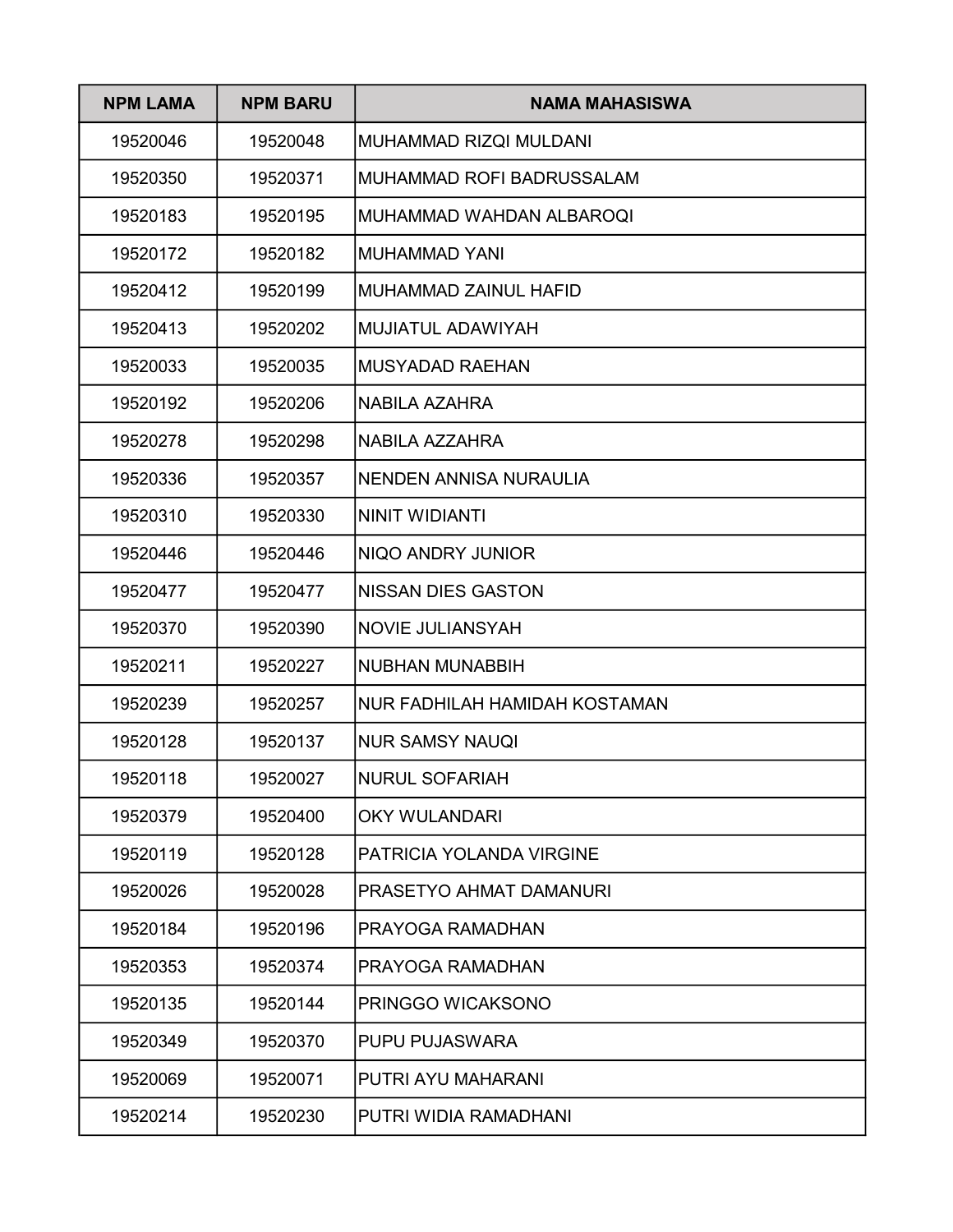| NPM LAMA | NPM BARU | NAMA MAHASISWA |
|---|---|---|
| 19520046 | 19520048 | MUHAMMAD RIZQI MULDANI |
| 19520350 | 19520371 | MUHAMMAD ROFI BADRUSSALAM |
| 19520183 | 19520195 | MUHAMMAD WAHDAN ALBAROQI |
| 19520172 | 19520182 | MUHAMMAD YANI |
| 19520412 | 19520199 | MUHAMMAD ZAINUL HAFID |
| 19520413 | 19520202 | MUJIATUL ADAWIYAH |
| 19520033 | 19520035 | MUSYADAD RAEHAN |
| 19520192 | 19520206 | NABILA AZAHRA |
| 19520278 | 19520298 | NABILA AZZAHRA |
| 19520336 | 19520357 | NENDEN ANNISA NURAULIA |
| 19520310 | 19520330 | NINIT WIDIANTI |
| 19520446 | 19520446 | NIQO ANDRY JUNIOR |
| 19520477 | 19520477 | NISSAN DIES GASTON |
| 19520370 | 19520390 | NOVIE JULIANSYAH |
| 19520211 | 19520227 | NUBHAN MUNABBIH |
| 19520239 | 19520257 | NUR FADHILAH HAMIDAH KOSTAMAN |
| 19520128 | 19520137 | NUR SAMSY NAUQI |
| 19520118 | 19520027 | NURUL SOFARIAH |
| 19520379 | 19520400 | OKY WULANDARI |
| 19520119 | 19520128 | PATRICIA YOLANDA VIRGINE |
| 19520026 | 19520028 | PRASETYO AHMAT DAMANURI |
| 19520184 | 19520196 | PRAYOGA RAMADHAN |
| 19520353 | 19520374 | PRAYOGA RAMADHAN |
| 19520135 | 19520144 | PRINGGO WICAKSONO |
| 19520349 | 19520370 | PUPU PUJASWARA |
| 19520069 | 19520071 | PUTRI AYU MAHARANI |
| 19520214 | 19520230 | PUTRI WIDIA RAMADHANI |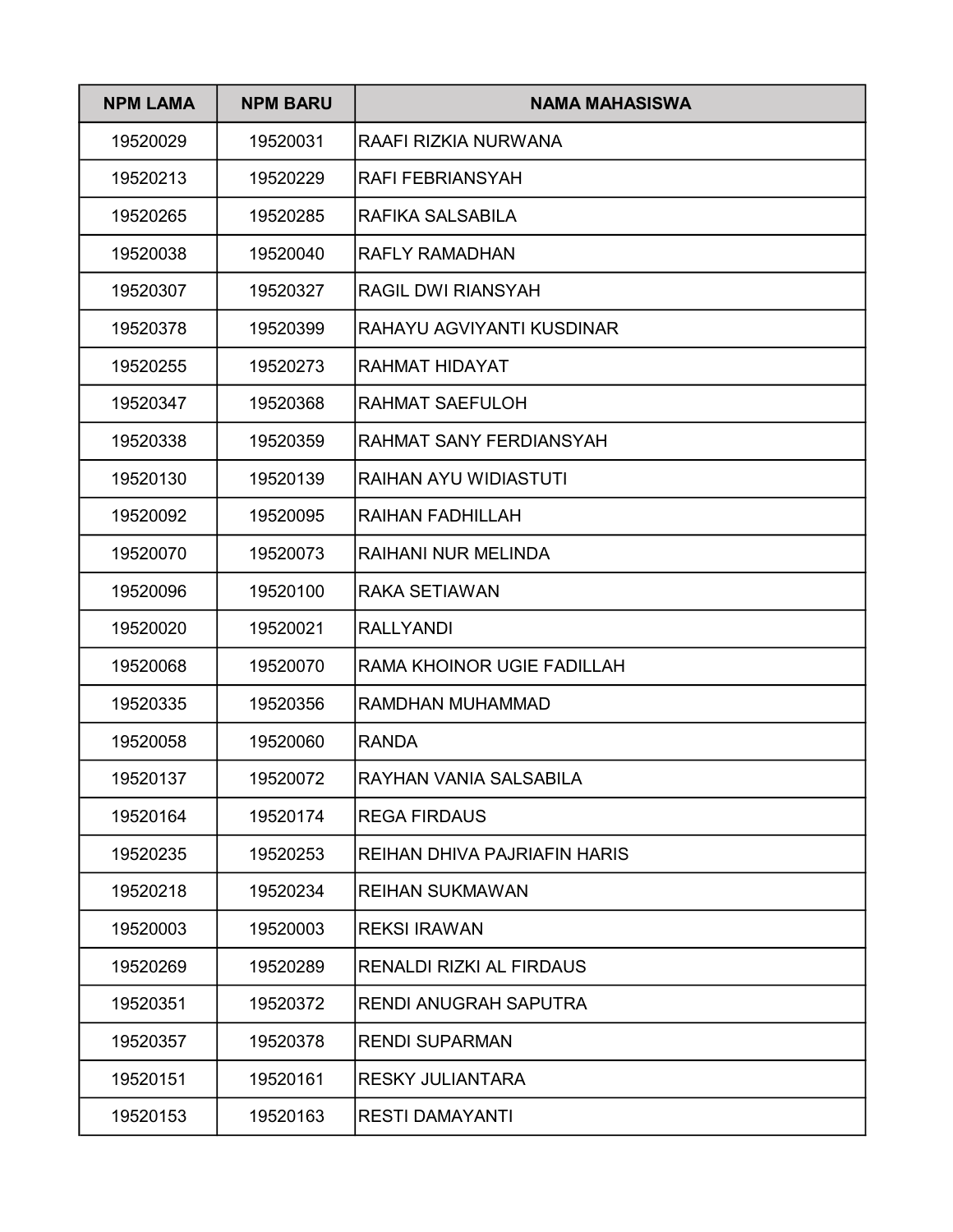| NPM LAMA | NPM BARU | NAMA MAHASISWA |
|---|---|---|
| 19520029 | 19520031 | RAAFI RIZKIA NURWANA |
| 19520213 | 19520229 | RAFI FEBRIANSYAH |
| 19520265 | 19520285 | RAFIKA SALSABILA |
| 19520038 | 19520040 | RAFLY RAMADHAN |
| 19520307 | 19520327 | RAGIL DWI RIANSYAH |
| 19520378 | 19520399 | RAHAYU AGVIYANTI KUSDINAR |
| 19520255 | 19520273 | RAHMAT HIDAYAT |
| 19520347 | 19520368 | RAHMAT SAEFULOH |
| 19520338 | 19520359 | RAHMAT SANY FERDIANSYAH |
| 19520130 | 19520139 | RAIHAN AYU WIDIASTUTI |
| 19520092 | 19520095 | RAIHAN FADHILLAH |
| 19520070 | 19520073 | RAIHANI NUR MELINDA |
| 19520096 | 19520100 | RAKA SETIAWAN |
| 19520020 | 19520021 | RALLYANDI |
| 19520068 | 19520070 | RAMA KHOINOR UGIE FADILLAH |
| 19520335 | 19520356 | RAMDHAN MUHAMMAD |
| 19520058 | 19520060 | RANDA |
| 19520137 | 19520072 | RAYHAN VANIA SALSABILA |
| 19520164 | 19520174 | REGA FIRDAUS |
| 19520235 | 19520253 | REIHAN DHIVA PAJRIAFIN HARIS |
| 19520218 | 19520234 | REIHAN SUKMAWAN |
| 19520003 | 19520003 | REKSI IRAWAN |
| 19520269 | 19520289 | RENALDI RIZKI AL FIRDAUS |
| 19520351 | 19520372 | RENDI ANUGRAH SAPUTRA |
| 19520357 | 19520378 | RENDI SUPARMAN |
| 19520151 | 19520161 | RESKY JULIANTARA |
| 19520153 | 19520163 | RESTI DAMAYANTI |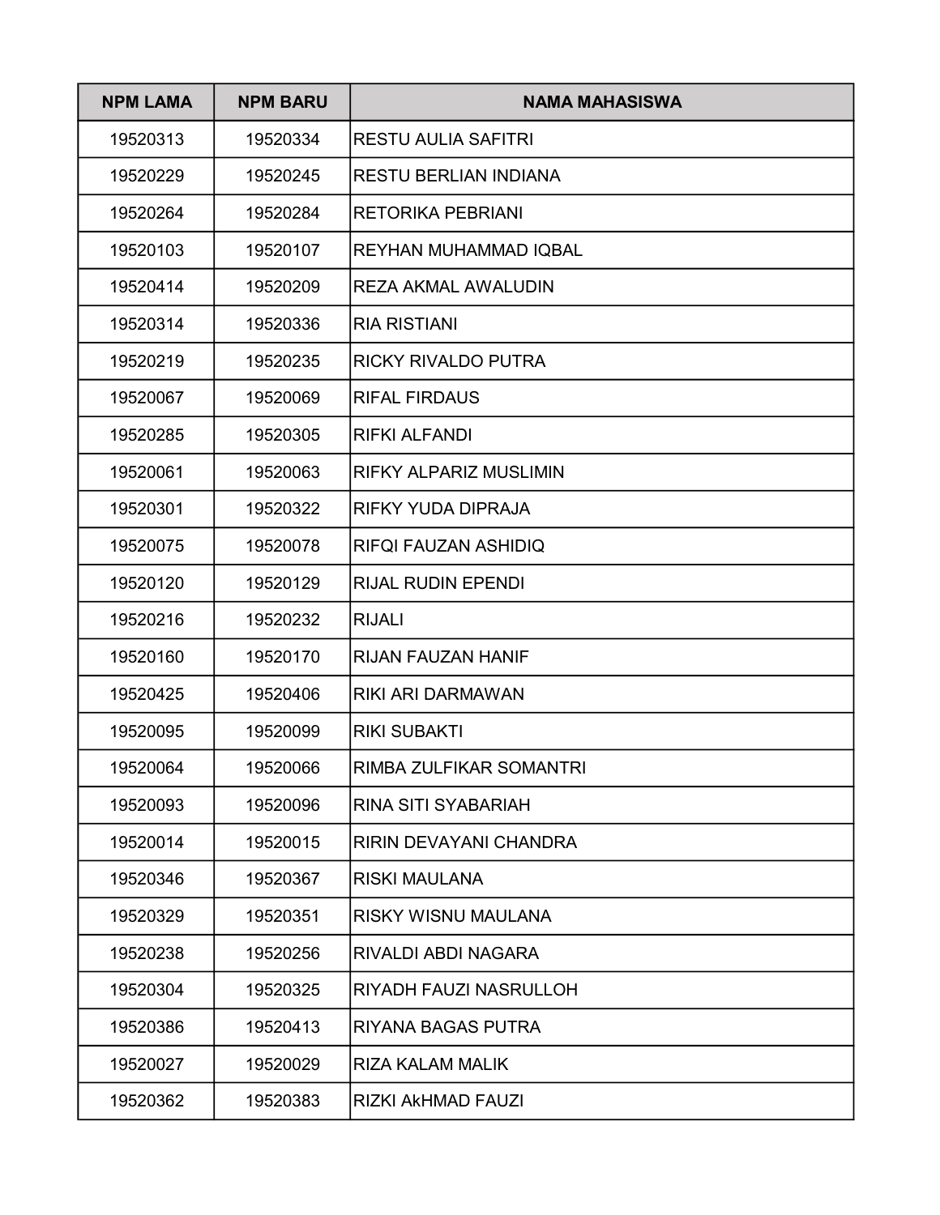| NPM LAMA | NPM BARU | NAMA MAHASISWA |
|---|---|---|
| 19520313 | 19520334 | RESTU AULIA SAFITRI |
| 19520229 | 19520245 | RESTU BERLIAN INDIANA |
| 19520264 | 19520284 | RETORIKA PEBRIANI |
| 19520103 | 19520107 | REYHAN MUHAMMAD IQBAL |
| 19520414 | 19520209 | REZA AKMAL AWALUDIN |
| 19520314 | 19520336 | RIA RISTIANI |
| 19520219 | 19520235 | RICKY RIVALDO PUTRA |
| 19520067 | 19520069 | RIFAL FIRDAUS |
| 19520285 | 19520305 | RIFKI ALFANDI |
| 19520061 | 19520063 | RIFKY ALPARIZ MUSLIMIN |
| 19520301 | 19520322 | RIFKY YUDA DIPRAJA |
| 19520075 | 19520078 | RIFQI FAUZAN ASHIDIQ |
| 19520120 | 19520129 | RIJAL RUDIN EPENDI |
| 19520216 | 19520232 | RIJALI |
| 19520160 | 19520170 | RIJAN FAUZAN HANIF |
| 19520425 | 19520406 | RIKI ARI DARMAWAN |
| 19520095 | 19520099 | RIKI SUBAKTI |
| 19520064 | 19520066 | RIMBA ZULFIKAR SOMANTRI |
| 19520093 | 19520096 | RINA SITI SYABARIAH |
| 19520014 | 19520015 | RIRIN DEVAYANI CHANDRA |
| 19520346 | 19520367 | RISKI MAULANA |
| 19520329 | 19520351 | RISKY WISNU MAULANA |
| 19520238 | 19520256 | RIVALDI ABDI NAGARA |
| 19520304 | 19520325 | RIYADH FAUZI NASRULLOH |
| 19520386 | 19520413 | RIYANA BAGAS PUTRA |
| 19520027 | 19520029 | RIZA KALAM MALIK |
| 19520362 | 19520383 | RIZKI AkHMAD FAUZI |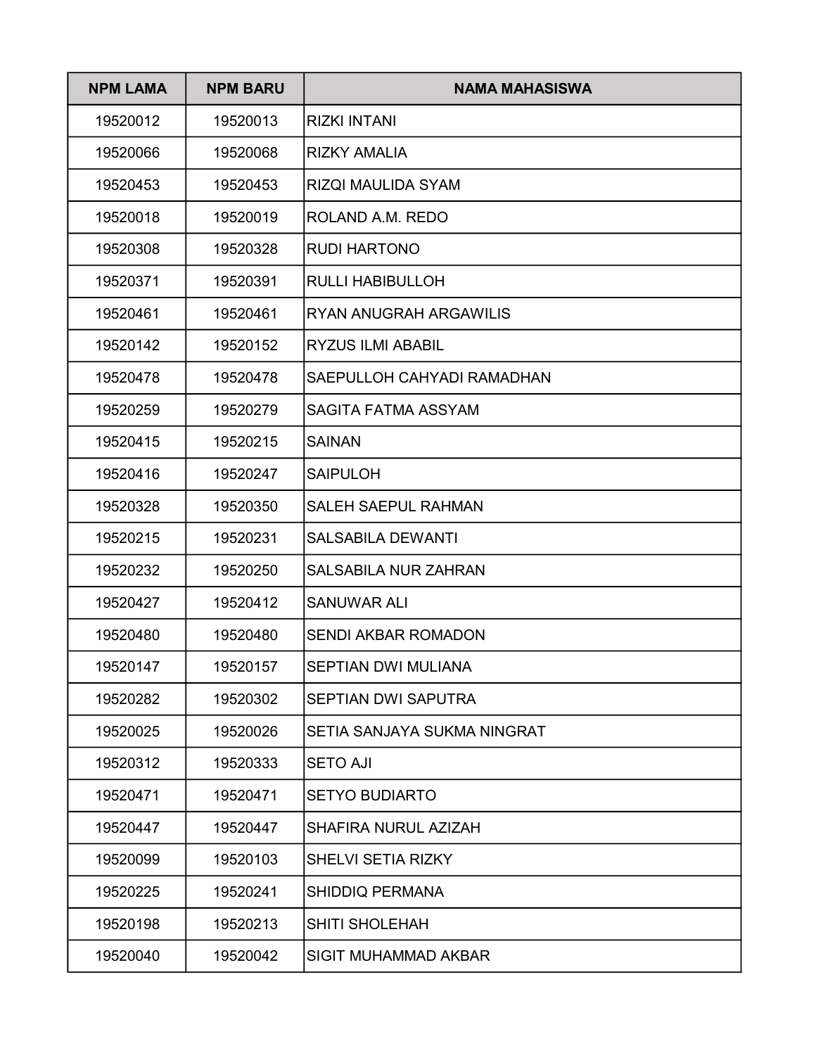| NPM LAMA | NPM BARU | NAMA MAHASISWA |
|---|---|---|
| 19520012 | 19520013 | RIZKI INTANI |
| 19520066 | 19520068 | RIZKY AMALIA |
| 19520453 | 19520453 | RIZQI MAULIDA SYAM |
| 19520018 | 19520019 | ROLAND A.M. REDO |
| 19520308 | 19520328 | RUDI HARTONO |
| 19520371 | 19520391 | RULLI HABIBULLOH |
| 19520461 | 19520461 | RYAN ANUGRAH ARGAWILIS |
| 19520142 | 19520152 | RYZUS ILMI ABABIL |
| 19520478 | 19520478 | SAEPULLOH CAHYADI RAMADHAN |
| 19520259 | 19520279 | SAGITA FATMA ASSYAM |
| 19520415 | 19520215 | SAINAN |
| 19520416 | 19520247 | SAIPULOH |
| 19520328 | 19520350 | SALEH SAEPUL RAHMAN |
| 19520215 | 19520231 | SALSABILA DEWANTI |
| 19520232 | 19520250 | SALSABILA NUR ZAHRAN |
| 19520427 | 19520412 | SANUWAR ALI |
| 19520480 | 19520480 | SENDI AKBAR ROMADON |
| 19520147 | 19520157 | SEPTIAN DWI MULIANA |
| 19520282 | 19520302 | SEPTIAN DWI SAPUTRA |
| 19520025 | 19520026 | SETIA SANJAYA SUKMA NINGRAT |
| 19520312 | 19520333 | SETO AJI |
| 19520471 | 19520471 | SETYO BUDIARTO |
| 19520447 | 19520447 | SHAFIRA NURUL AZIZAH |
| 19520099 | 19520103 | SHELVI SETIA RIZKY |
| 19520225 | 19520241 | SHIDDIQ PERMANA |
| 19520198 | 19520213 | SHITI SHOLEHAH |
| 19520040 | 19520042 | SIGIT MUHAMMAD AKBAR |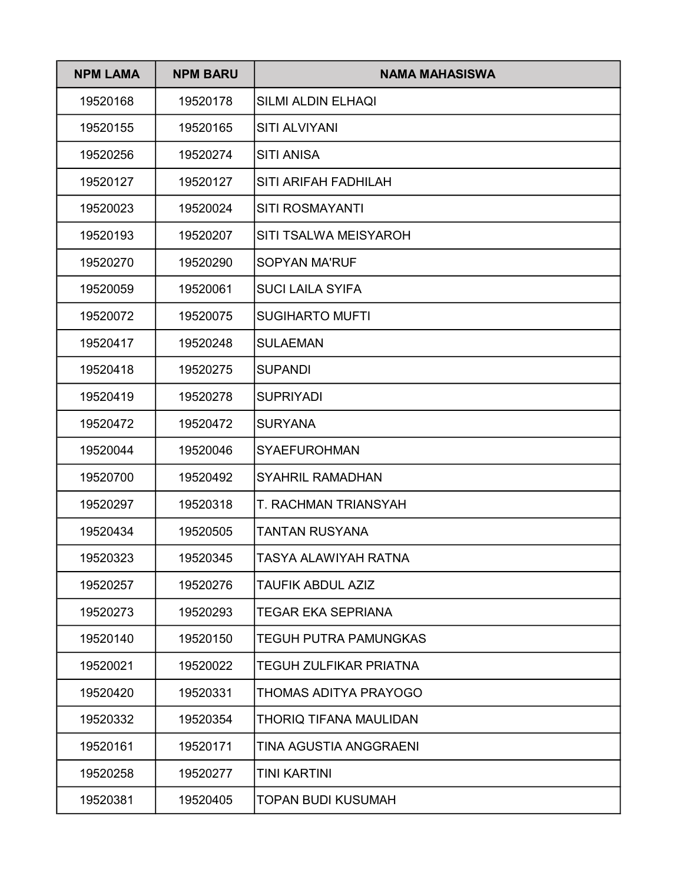| NPM LAMA | NPM BARU | NAMA MAHASISWA |
|---|---|---|
| 19520168 | 19520178 | SILMI ALDIN ELHAQI |
| 19520155 | 19520165 | SITI ALVIYANI |
| 19520256 | 19520274 | SITI ANISA |
| 19520127 | 19520127 | SITI ARIFAH FADHILAH |
| 19520023 | 19520024 | SITI ROSMAYANTI |
| 19520193 | 19520207 | SITI TSALWA MEISYAROH |
| 19520270 | 19520290 | SOPYAN MA'RUF |
| 19520059 | 19520061 | SUCI LAILA SYIFA |
| 19520072 | 19520075 | SUGIHARTO MUFTI |
| 19520417 | 19520248 | SULAEMAN |
| 19520418 | 19520275 | SUPANDI |
| 19520419 | 19520278 | SUPRIYADI |
| 19520472 | 19520472 | SURYANA |
| 19520044 | 19520046 | SYAEFUROHMAN |
| 19520700 | 19520492 | SYAHRIL RAMADHAN |
| 19520297 | 19520318 | T. RACHMAN TRIANSYAH |
| 19520434 | 19520505 | TANTAN RUSYANA |
| 19520323 | 19520345 | TASYA ALAWIYAH RATNA |
| 19520257 | 19520276 | TAUFIK ABDUL AZIZ |
| 19520273 | 19520293 | TEGAR EKA SEPRIANA |
| 19520140 | 19520150 | TEGUH PUTRA PAMUNGKAS |
| 19520021 | 19520022 | TEGUH ZULFIKAR PRIATNA |
| 19520420 | 19520331 | THOMAS ADITYA PRAYOGO |
| 19520332 | 19520354 | THORIQ TIFANA MAULIDAN |
| 19520161 | 19520171 | TINA AGUSTIA ANGGRAENI |
| 19520258 | 19520277 | TINI KARTINI |
| 19520381 | 19520405 | TOPAN BUDI KUSUMAH |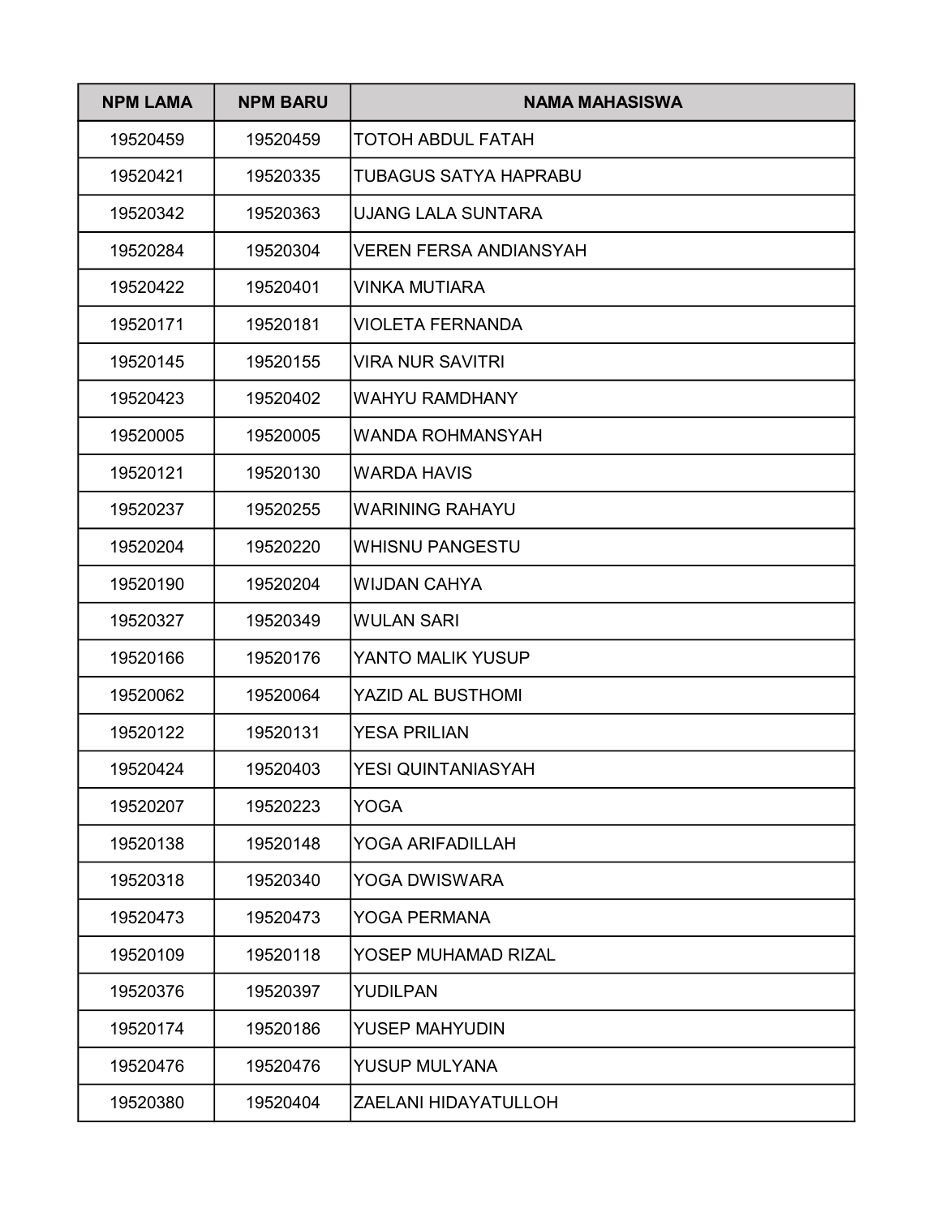| NPM LAMA | NPM BARU | NAMA MAHASISWA |
| --- | --- | --- |
| 19520459 | 19520459 | TOTOH ABDUL FATAH |
| 19520421 | 19520335 | TUBAGUS SATYA HAPRABU |
| 19520342 | 19520363 | UJANG LALA SUNTARA |
| 19520284 | 19520304 | VEREN FERSA ANDIANSYAH |
| 19520422 | 19520401 | VINKA MUTIARA |
| 19520171 | 19520181 | VIOLETA FERNANDA |
| 19520145 | 19520155 | VIRA NUR SAVITRI |
| 19520423 | 19520402 | WAHYU RAMDHANY |
| 19520005 | 19520005 | WANDA ROHMANSYAH |
| 19520121 | 19520130 | WARDA HAVIS |
| 19520237 | 19520255 | WARINING RAHAYU |
| 19520204 | 19520220 | WHISNU PANGESTU |
| 19520190 | 19520204 | WIJDAN CAHYA |
| 19520327 | 19520349 | WULAN SARI |
| 19520166 | 19520176 | YANTO MALIK YUSUP |
| 19520062 | 19520064 | YAZID AL BUSTHOMI |
| 19520122 | 19520131 | YESA PRILIAN |
| 19520424 | 19520403 | YESI QUINTANIASYAH |
| 19520207 | 19520223 | YOGA |
| 19520138 | 19520148 | YOGA ARIFADILLAH |
| 19520318 | 19520340 | YOGA DWISWARA |
| 19520473 | 19520473 | YOGA PERMANA |
| 19520109 | 19520118 | YOSEP MUHAMAD RIZAL |
| 19520376 | 19520397 | YUDILPAN |
| 19520174 | 19520186 | YUSEP MAHYUDIN |
| 19520476 | 19520476 | YUSUP MULYANA |
| 19520380 | 19520404 | ZAELANI HIDAYATULLOH |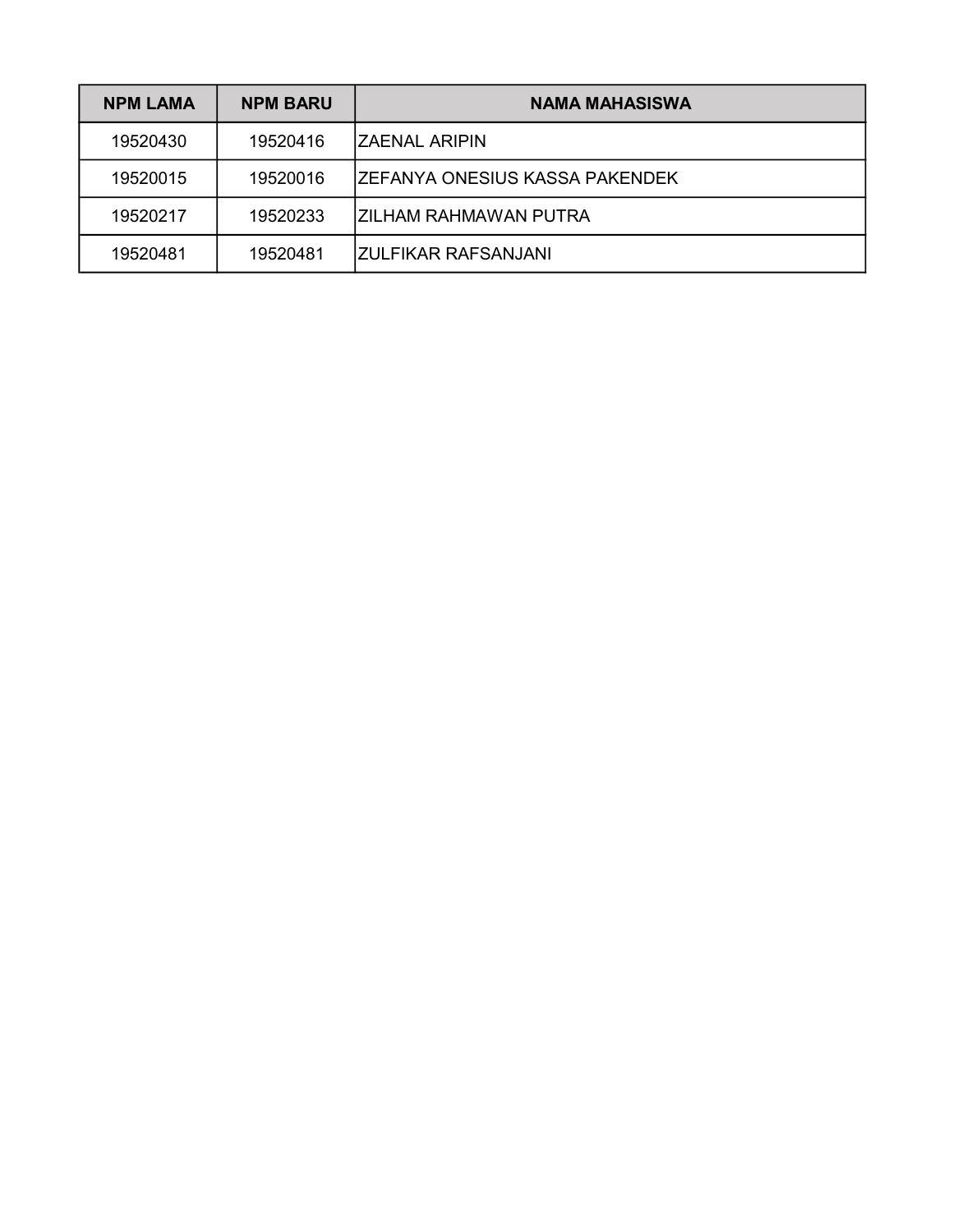| NPM LAMA | NPM BARU | NAMA MAHASISWA |
|---|---|---|
| 19520430 | 19520416 | ZAENAL ARIPIN |
| 19520015 | 19520016 | ZEFANYA ONESIUS KASSA PAKENDEK |
| 19520217 | 19520233 | ZILHAM RAHMAWAN PUTRA |
| 19520481 | 19520481 | ZULFIKAR RAFSANJANI |